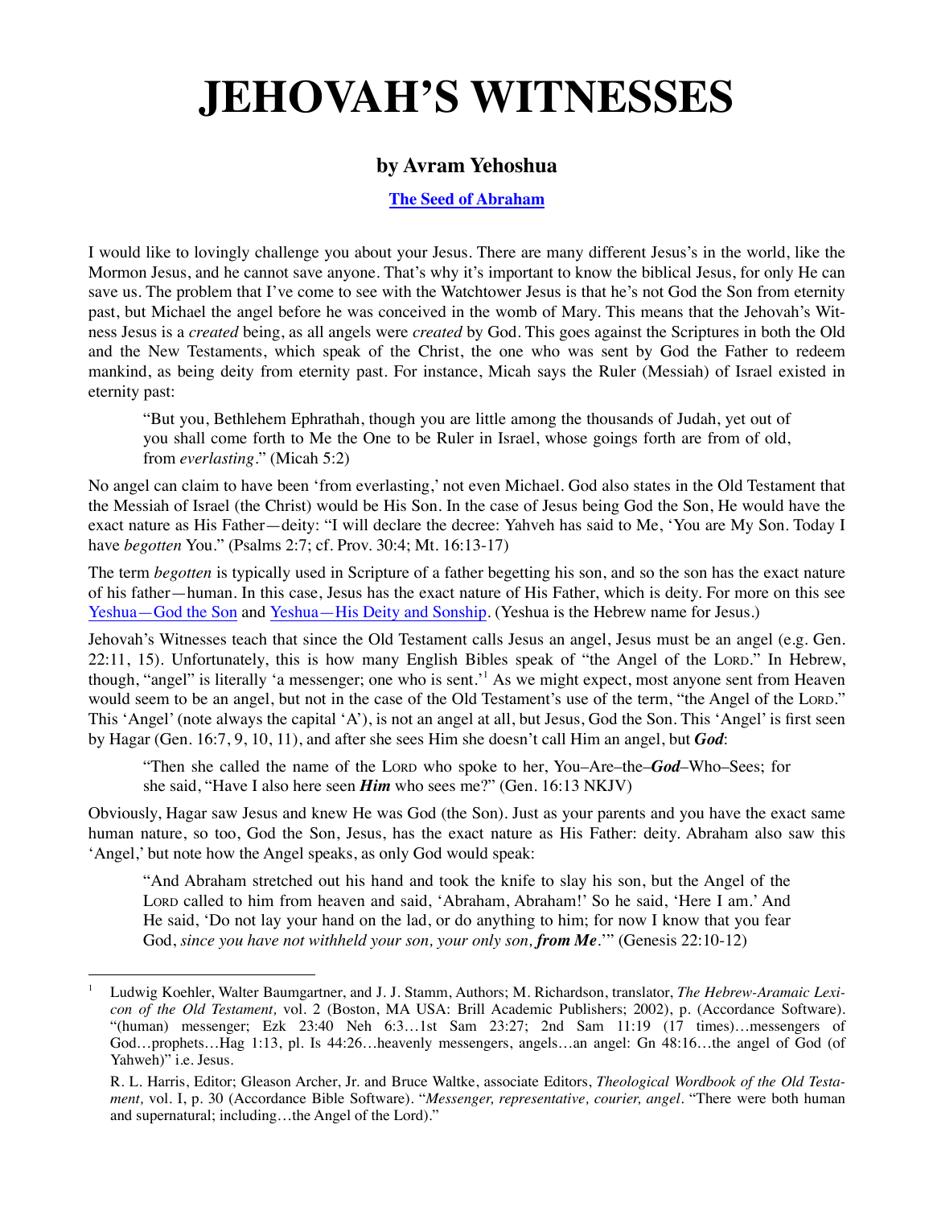# JEHOVAH'S WITNESSES

## by Avram Yehoshua

**The Seed of Abraham**

I would like to lovingly challenge you about your Jesus. There are many different Jesus's in the world, like the Mormon Jesus, and he cannot save anyone. That's why it's important to know the biblical Jesus, for only He can save us. The problem that I've come to see with the Watchtower Jesus is that he's not God the Son from eternity past, but Michael the angel before he was conceived in the womb of Mary. This means that the Jehovah's Witness Jesus is a *created* being, as all angels were *created* by God. This goes against the Scriptures in both the Old and the New Testaments, which speak of the Christ, the one who was sent by God the Father to redeem mankind, as being deity from eternity past. For instance, Micah says the Ruler (Messiah) of Israel existed in eternity past:

> "But you, Bethlehem Ephrathah, though you are little among the thousands of Judah, yet out of you shall come forth to Me the One to be Ruler in Israel, whose goings forth are from of old, from *everlasting*." (Micah 5:2)

No angel can claim to have been 'from everlasting,' not even Michael. God also states in the Old Testament that the Messiah of Israel (the Christ) would be His Son. In the case of Jesus being God the Son, He would have the exact nature as His Father—deity: "I will declare the decree: Yahveh has said to Me, 'You are My Son. Today I have *begotten* You." (Psalms 2:7; cf. Prov. 30:4; Mt. 16:13-17)

The term *begotten* is typically used in Scripture of a father begetting his son, and so the son has the exact nature of his father—human. In this case, Jesus has the exact nature of His Father, which is deity. For more on this see Yeshua—God the Son and Yeshua—His Deity and Sonship. (Yeshua is the Hebrew name for Jesus.)

Jehovah's Witnesses teach that since the Old Testament calls Jesus an angel, Jesus must be an angel (e.g. Gen. 22:11, 15). Unfortunately, this is how many English Bibles speak of "the Angel of the LORD." In Hebrew, though, "angel" is literally 'a messenger; one who is sent.'[1] As we might expect, most anyone sent from Heaven would seem to be an angel, but not in the case of the Old Testament's use of the term, "the Angel of the LORD." This 'Angel' (note always the capital 'A'), is not an angel at all, but Jesus, God the Son. This 'Angel' is first seen by Hagar (Gen. 16:7, 9, 10, 11), and after she sees Him she doesn't call Him an angel, but ***God***:

> "Then she called the name of the LORD who spoke to her, You–Are–the–***God***–Who–Sees; for she said, "Have I also here seen ***Him*** who sees me?" (Gen. 16:13 NKJV)

Obviously, Hagar saw Jesus and knew He was God (the Son). Just as your parents and you have the exact same human nature, so too, God the Son, Jesus, has the exact nature as His Father: deity. Abraham also saw this 'Angel,' but note how the Angel speaks, as only God would speak:

> "And Abraham stretched out his hand and took the knife to slay his son, but the Angel of the LORD called to him from heaven and said, 'Abraham, Abraham!' So he said, 'Here I am.' And He said, 'Do not lay your hand on the lad, or do anything to him; for now I know that you fear God, *since you have not withheld your son, your only son,* ***from Me***.'" (Genesis 22:10-12)

---

[1] Ludwig Koehler, Walter Baumgartner, and J. J. Stamm, Authors; M. Richardson, translator, *The Hebrew-Aramaic Lexicon of the Old Testament,* vol. 2 (Boston, MA USA: Brill Academic Publishers; 2002), p. (Accordance Software). "(human) messenger; Ezk 23:40 Neh 6:3…1st Sam 23:27; 2nd Sam 11:19 (17 times)…messengers of God…prophets…Hag 1:13, pl. Is 44:26…heavenly messengers, angels…an angel: Gn 48:16…the angel of God (of Yahweh)" i.e. Jesus.

R. L. Harris, Editor; Gleason Archer, Jr. and Bruce Waltke, associate Editors, *Theological Wordbook of the Old Testament,* vol. I, p. 30 (Accordance Bible Software). "*Messenger, representative, courier, angel*. "There were both human and supernatural; including…the Angel of the Lord)."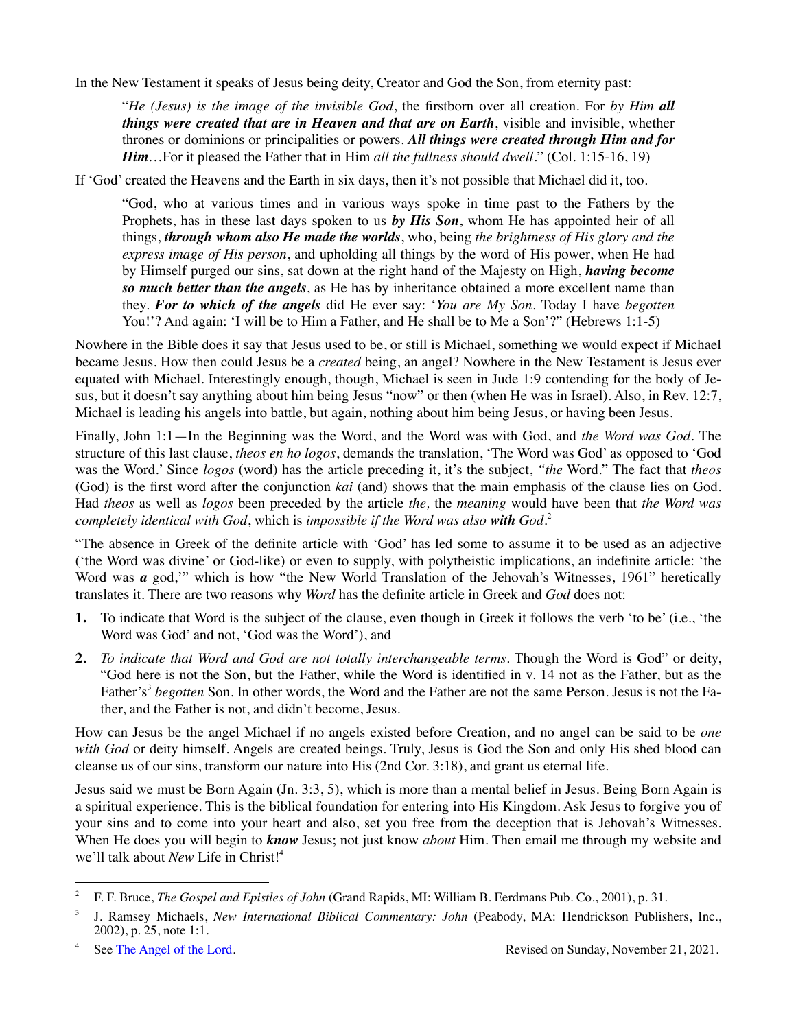In the New Testament it speaks of Jesus being deity, Creator and God the Son, from eternity past:

> "*He (Jesus) is the image of the invisible God*, the firstborn over all creation. For *by Him **all things were created that are in Heaven and that are on Earth***, visible and invisible, whether thrones or dominions or principalities or powers. ***All things were created through Him and for Him***…For it pleased the Father that in Him *all the fullness should dwell*." (Col. 1:15-16, 19)

If 'God' created the Heavens and the Earth in six days, then it's not possible that Michael did it, too.

> "God, who at various times and in various ways spoke in time past to the Fathers by the Prophets, has in these last days spoken to us ***by His Son***, whom He has appointed heir of all things, ***through whom also He made the worlds***, who, being *the brightness of His glory and the express image of His person*, and upholding all things by the word of His power, when He had by Himself purged our sins, sat down at the right hand of the Majesty on High, ***having become so much better than the angels***, as He has by inheritance obtained a more excellent name than they. ***For to which of the angels*** did He ever say: '*You are My Son*. Today I have *begotten* You!'? And again: 'I will be to Him a Father, and He shall be to Me a Son'?" (Hebrews 1:1-5)

Nowhere in the Bible does it say that Jesus used to be, or still is Michael, something we would expect if Michael became Jesus. How then could Jesus be a *created* being, an angel? Nowhere in the New Testament is Jesus ever equated with Michael. Interestingly enough, though, Michael is seen in Jude 1:9 contending for the body of Jesus, but it doesn't say anything about him being Jesus "now" or then (when He was in Israel). Also, in Rev. 12:7, Michael is leading his angels into battle, but again, nothing about him being Jesus, or having been Jesus.

Finally, John 1:1—In the Beginning was the Word, and the Word was with God, and *the Word was God*. The structure of this last clause, *theos en ho logos*, demands the translation, 'The Word was God' as opposed to 'God was the Word.' Since *logos* (word) has the article preceding it, it's the subject, *"the* Word." The fact that *theos* (God) is the first word after the conjunction *kai* (and) shows that the main emphasis of the clause lies on God. Had *theos* as well as *logos* been preceded by the article *the,* the *meaning* would have been that *the Word was completely identical with God*, which is *impossible if the Word was also **with** God*.[2]

"The absence in Greek of the definite article with 'God' has led some to assume it to be used as an adjective ('the Word was divine' or God-like) or even to supply, with polytheistic implications, an indefinite article: 'the Word was ***a*** god,'" which is how "the New World Translation of the Jehovah's Witnesses, 1961" heretically translates it. There are two reasons why *Word* has the definite article in Greek and *God* does not:

1. To indicate that Word is the subject of the clause, even though in Greek it follows the verb 'to be' (i.e., 'the Word was God' and not, 'God was the Word'), and
2. *To indicate that Word and God are not totally interchangeable terms*. Though the Word is God" or deity, "God here is not the Son, but the Father, while the Word is identified in v. 14 not as the Father, but as the Father's[3] *begotten* Son. In other words, the Word and the Father are not the same Person. Jesus is not the Father, and the Father is not, and didn't become, Jesus.

How can Jesus be the angel Michael if no angels existed before Creation, and no angel can be said to be *one with God* or deity himself. Angels are created beings. Truly, Jesus is God the Son and only His shed blood can cleanse us of our sins, transform our nature into His (2nd Cor. 3:18), and grant us eternal life.

Jesus said we must be Born Again (Jn. 3:3, 5), which is more than a mental belief in Jesus. Being Born Again is a spiritual experience. This is the biblical foundation for entering into His Kingdom. Ask Jesus to forgive you of your sins and to come into your heart and also, set you free from the deception that is Jehovah's Witnesses. When He does you will begin to ***know*** Jesus; not just know *about* Him. Then email me through my website and we'll talk about *New* Life in Christ![4]

---

[2] F. F. Bruce, *The Gospel and Epistles of John* (Grand Rapids, MI: William B. Eerdmans Pub. Co., 2001), p. 31.

[3] J. Ramsey Michaels, *New International Biblical Commentary: John* (Peabody, MA: Hendrickson Publishers, Inc., 2002), p. 25, note 1:1.

[4] See The Angel of the Lord.

Revised on Sunday, November 21, 2021.